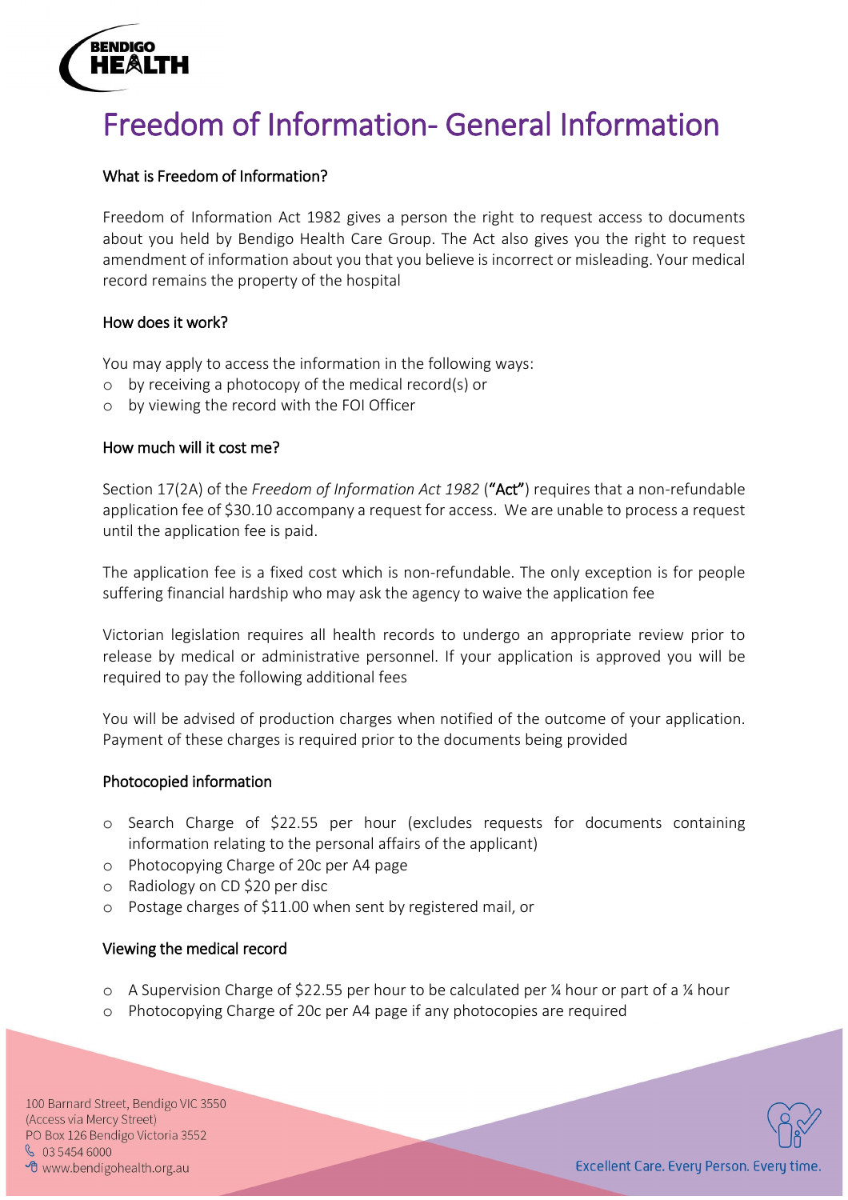# Freedom of Information- General Information

### What is Freedom of Information?

Freedom of Information Act 1982 gives a person the right to request access to documents about you held by Bendigo Health Care Group. The Act also gives you the right to request amendment of information about you that you believe is incorrect or misleading. Your medical record remains the property of the hospital

### How does it work?

You may apply to access the information in the following ways:

- by receiving a photocopy of the medical record(s) or
- by viewing the record with the FOI Officer

### How much will it cost me?

Section 17(2A) of the *Freedom of Information Act 1982* (**"Act"**) requires that a non-refundable application fee of $30.10 accompany a request for access. We are unable to process a request until the application fee is paid.

The application fee is a fixed cost which is non-refundable. The only exception is for people suffering financial hardship who may ask the agency to waive the application fee

Victorian legislation requires all health records to undergo an appropriate review prior to release by medical or administrative personnel. If your application is approved you will be required to pay the following additional fees

You will be advised of production charges when notified of the outcome of your application. Payment of these charges is required prior to the documents being provided

### Photocopied information

- Search Charge of $22.55 per hour (excludes requests for documents containing information relating to the personal affairs of the applicant)
- Photocopying Charge of 20c per A4 page
- Radiology on CD $20 per disc
- Postage charges of $11.00 when sent by registered mail, or

### Viewing the medical record

- A Supervision Charge of $22.55 per hour to be calculated per ¼ hour or part of a ¼ hour
- Photocopying Charge of 20c per A4 page if any photocopies are required

100 Barnard Street, Bendigo VIC 3550
(Access via Mercy Street)
PO Box 126 Bendigo Victoria 3552
03 5454 6000
www.bendigohealth.org.au

Excellent Care. Every Person. Every time.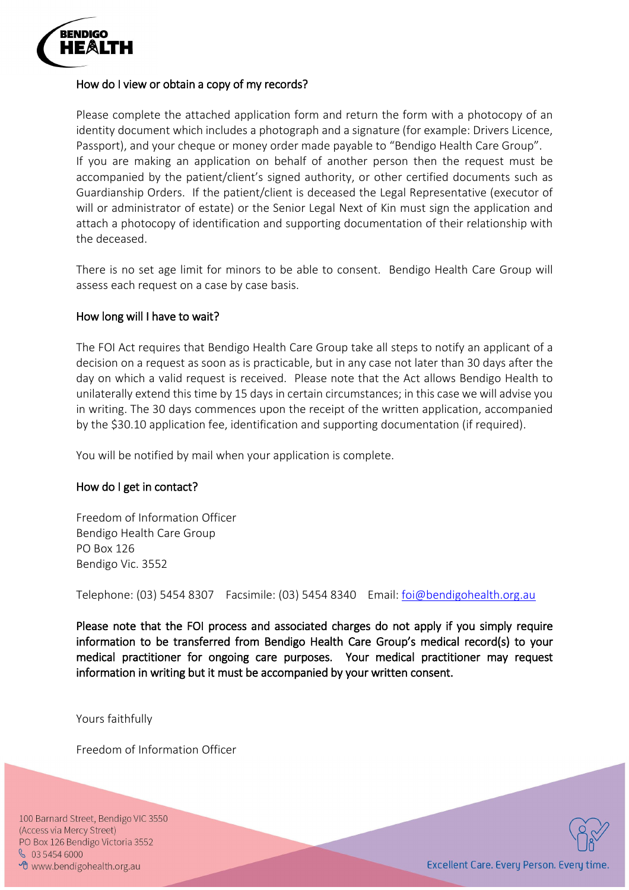## How do I view or obtain a copy of my records?

Please complete the attached application form and return the form with a photocopy of an identity document which includes a photograph and a signature (for example: Drivers Licence, Passport), and your cheque or money order made payable to "Bendigo Health Care Group".
If you are making an application on behalf of another person then the request must be accompanied by the patient/client's signed authority, or other certified documents such as Guardianship Orders. If the patient/client is deceased the Legal Representative (executor of will or administrator of estate) or the Senior Legal Next of Kin must sign the application and attach a photocopy of identification and supporting documentation of their relationship with the deceased.

There is no set age limit for minors to be able to consent. Bendigo Health Care Group will assess each request on a case by case basis.

## How long will I have to wait?

The FOI Act requires that Bendigo Health Care Group take all steps to notify an applicant of a decision on a request as soon as is practicable, but in any case not later than 30 days after the day on which a valid request is received. Please note that the Act allows Bendigo Health to unilaterally extend this time by 15 days in certain circumstances; in this case we will advise you in writing. The 30 days commences upon the receipt of the written application, accompanied by the $30.10 application fee, identification and supporting documentation (if required).

You will be notified by mail when your application is complete.

## How do I get in contact?

Freedom of Information Officer
Bendigo Health Care Group
PO Box 126
Bendigo Vic. 3552

Telephone: (03) 5454 8307 Facsimile: (03) 5454 8340 Email: foi@bendigohealth.org.au

**Please note that the FOI process and associated charges do not apply if you simply require information to be transferred from Bendigo Health Care Group's medical record(s) to your medical practitioner for ongoing care purposes. Your medical practitioner may request information in writing but it must be accompanied by your written consent.**

Yours faithfully

Freedom of Information Officer

100 Barnard Street, Bendigo VIC 3550
(Access via Mercy Street)
PO Box 126 Bendigo Victoria 3552
03 5454 6000
www.bendigohealth.org.au

Excellent Care. Every Person. Every time.